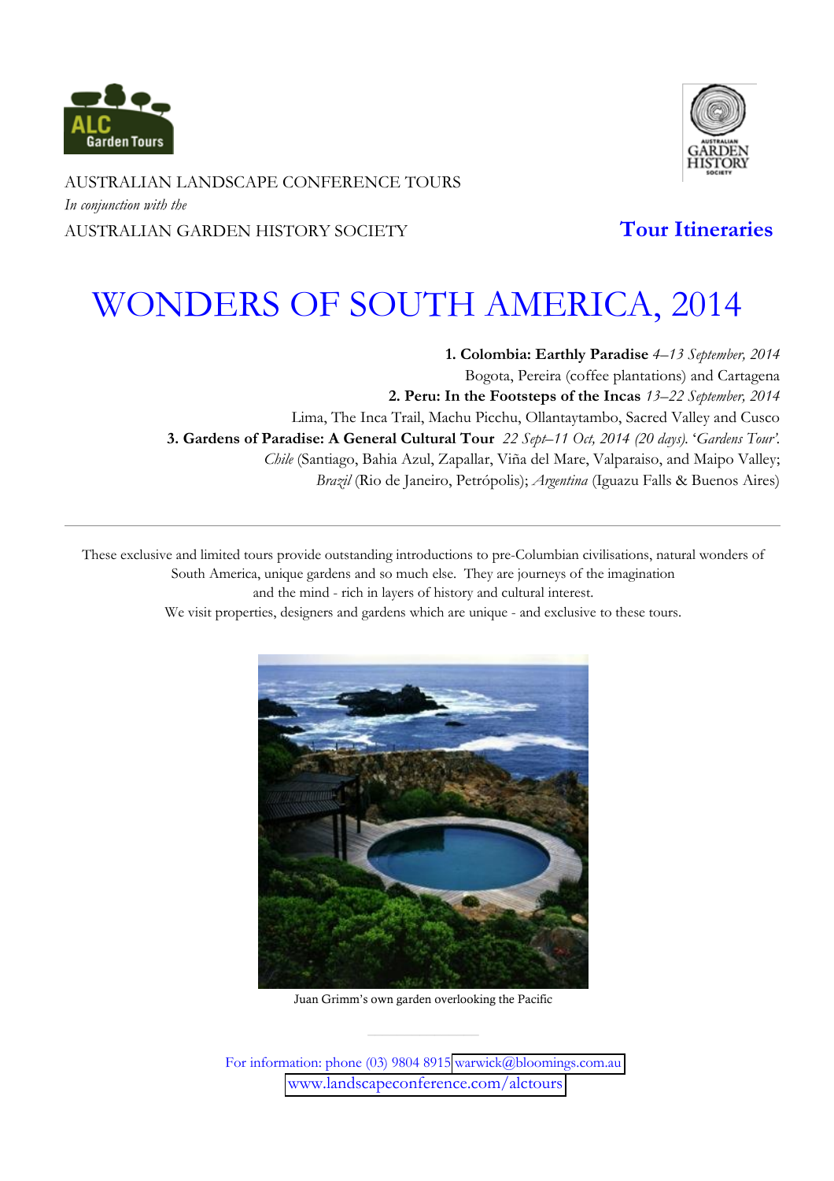AUSTRALIAN LANDSCAPE CONFERENCE TOURS

*In conjunction with the*

AUSTRALIAN GARDEN HISTORY SOCIETY

**Tour Itineraries**

# WONDERS OF SOUTH AMERICA, 2014

**1. Colombia: Earthly Paradise** *4–13 September, 2014*
Bogota, Pereira (coffee plantations) and Cartagena

**2. Peru: In the Footsteps of the Incas** *13–22 September, 2014*
Lima, The Inca Trail, Machu Picchu, Ollantaytambo, Sacred Valley and Cusco

**3. Gardens of Paradise: A General Cultural Tour** *22 Sept–11 Oct, 2014 (20 days). 'Gardens Tour'.*
*Chile* (Santiago, Bahia Azul, Zapallar, Viña del Mare, Valparaiso, and Maipo Valley;
*Brazil* (Rio de Janeiro, Petrópolis); *Argentina* (Iguazu Falls & Buenos Aires)

---

These exclusive and limited tours provide outstanding introductions to pre-Columbian civilisations, natural wonders of South America, unique gardens and so much else. They are journeys of the imagination and the mind - rich in layers of history and cultural interest.
We visit properties, designers and gardens which are unique - and exclusive to these tours.

Juan Grimm's own garden overlooking the Pacific

For information: phone (03) 9804 8915 warwick@bloomings.com.au
www.landscapeconference.com/alctours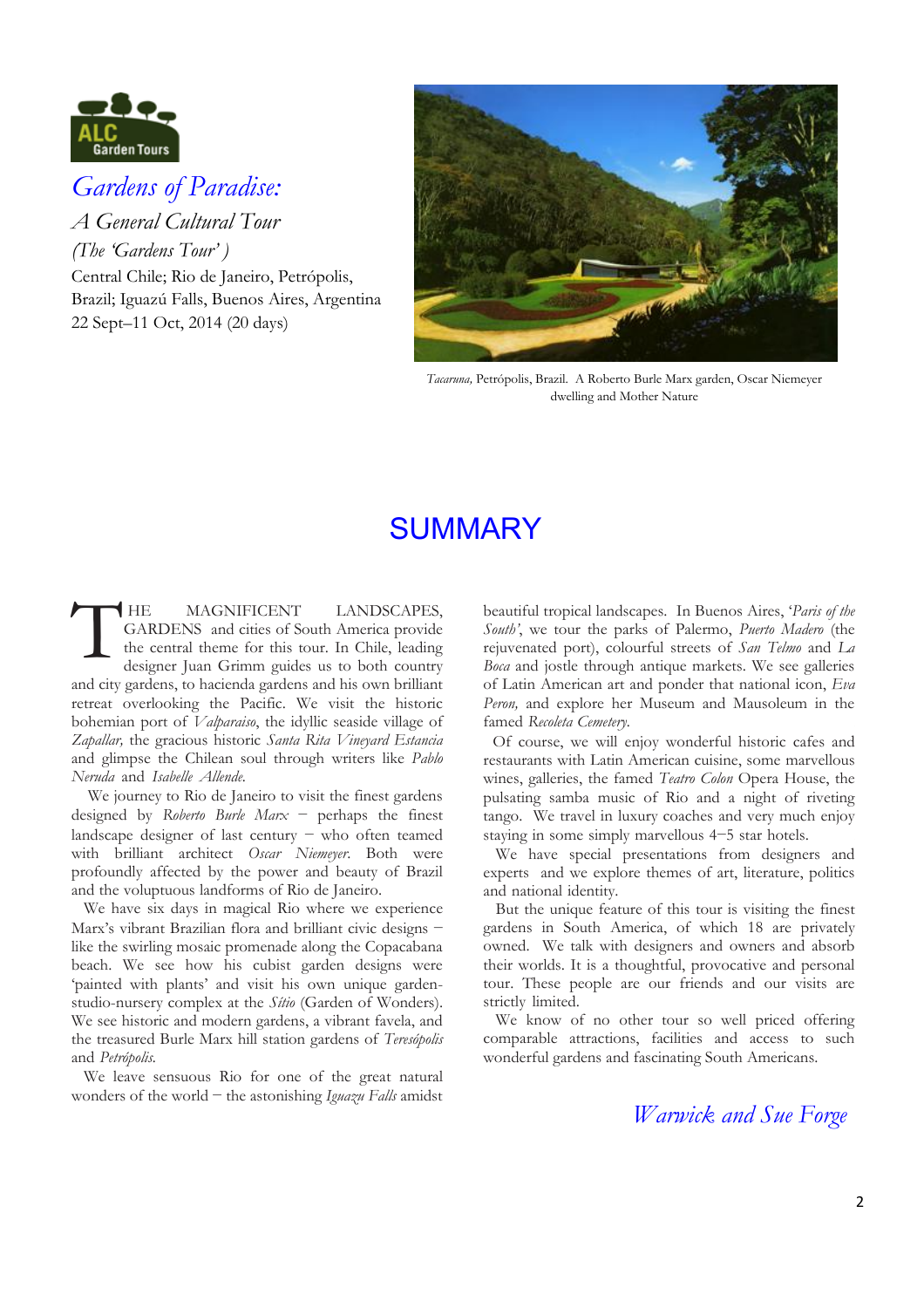ALC Garden Tours

# *Gardens of Paradise:*

## *A General Cultural Tour*

*(The 'Gardens Tour')*

Central Chile; Rio de Janeiro, Petrópolis, Brazil; Iguazú Falls, Buenos Aires, Argentina
22 Sept–11 Oct, 2014 (20 days)

*Tacaruna,* Petrópolis, Brazil. A Roberto Burle Marx garden, Oscar Niemeyer dwelling and Mother Nature

# SUMMARY

THE MAGNIFICENT LANDSCAPES, GARDENS and cities of South America provide the central theme for this tour. In Chile, leading designer Juan Grimm guides us to both country and city gardens, to hacienda gardens and his own brilliant retreat overlooking the Pacific. We visit the historic bohemian port of *Valparaiso*, the idyllic seaside village of *Zapallar,* the gracious historic *Santa Rita Vineyard Estancia* and glimpse the Chilean soul through writers like *Pablo Neruda* and *Isabelle Allende.*

We journey to Rio de Janeiro to visit the finest gardens designed by *Roberto Burle Marx* – perhaps the finest landscape designer of last century – who often teamed with brilliant architect *Oscar Niemeyer.* Both were profoundly affected by the power and beauty of Brazil and the voluptuous landforms of Rio de Janeiro.

We have six days in magical Rio where we experience Marx's vibrant Brazilian flora and brilliant civic designs – like the swirling mosaic promenade along the Copacabana beach. We see how his cubist garden designs were 'painted with plants' and visit his own unique garden-studio-nursery complex at the *Sítio* (Garden of Wonders). We see historic and modern gardens, a vibrant favela, and the treasured Burle Marx hill station gardens of *Teresópolis* and *Petrópolis.*

We leave sensuous Rio for one of the great natural wonders of the world – the astonishing *Iguazu Falls* amidst beautiful tropical landscapes. In Buenos Aires, '*Paris of the South'*, we tour the parks of Palermo, *Puerto Madero* (the rejuvenated port), colourful streets of *San Telmo* and *La Boca* and jostle through antique markets. We see galleries of Latin American art and ponder that national icon, *Eva Peron,* and explore her Museum and Mausoleum in the famed *Recoleta Cemetery.*

Of course, we will enjoy wonderful historic cafes and restaurants with Latin American cuisine, some marvellous wines, galleries, the famed *Teatro Colon* Opera House, the pulsating samba music of Rio and a night of riveting tango. We travel in luxury coaches and very much enjoy staying in some simply marvellous 4–5 star hotels.

We have special presentations from designers and experts and we explore themes of art, literature, politics and national identity.

But the unique feature of this tour is visiting the finest gardens in South America, of which 18 are privately owned. We talk with designers and owners and absorb their worlds. It is a thoughtful, provocative and personal tour. These people are our friends and our visits are strictly limited.

We know of no other tour so well priced offering comparable attractions, facilities and access to such wonderful gardens and fascinating South Americans.

*Warwick and Sue Forge*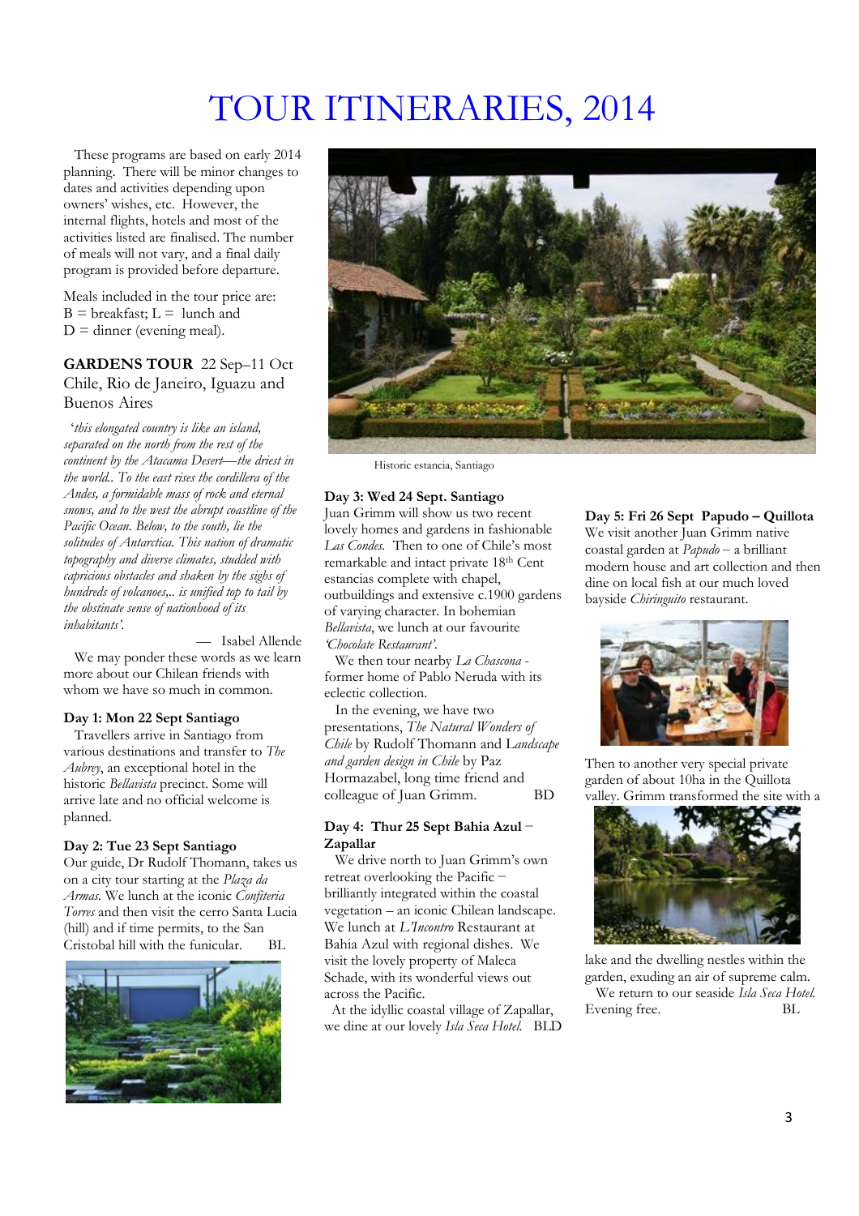# TOUR ITINERARIES, 2014

These programs are based on early 2014 planning. There will be minor changes to dates and activities depending upon owners' wishes, etc. However, the internal flights, hotels and most of the activities listed are finalised. The number of meals will not vary, and a final daily program is provided before departure.

Meals included in the tour price are:
B = breakfast; L = lunch and
D = dinner (evening meal).

## GARDENS TOUR 22 Sep–11 Oct
### Chile, Rio de Janeiro, Iguazu and Buenos Aires

*'this elongated country is like an island, separated on the north from the rest of the continent by the Atacama Desert—the driest in the world.. To the east rises the cordillera of the Andes, a formidable mass of rock and eternal snows, and to the west the abrupt coastline of the Pacific Ocean. Below, to the south, lie the solitudes of Antarctica. This nation of dramatic topography and diverse climates, studded with capricious obstacles and shaken by the sighs of hundreds of volcanoes,.. is unified top to tail by the obstinate sense of nationhood of its inhabitants'.*

— Isabel Allende

We may ponder these words as we learn more about our Chilean friends with whom we have so much in common.

**Day 1: Mon 22 Sept Santiago**

Travellers arrive in Santiago from various destinations and transfer to *The Aubrey*, an exceptional hotel in the historic *Bellavista* precinct. Some will arrive late and no official welcome is planned.

**Day 2: Tue 23 Sept Santiago**

Our guide, Dr Rudolf Thomann, takes us on a city tour starting at the *Plaza da Armas.* We lunch at the iconic *Confiteria Torres* and then visit the cerro Santa Lucia (hill) and if time permits, to the San Cristobal hill with the funicular. BL

Historic estancia, Santiago

**Day 3: Wed 24 Sept. Santiago**

Juan Grimm will show us two recent lovely homes and gardens in fashionable *Las Condes.* Then to one of Chile's most remarkable and intact private 18th Cent estancias complete with chapel, outbuildings and extensive c.1900 gardens of varying character. In bohemian *Bellavista*, we lunch at our favourite *'Chocolate Restaurant'.*

We then tour nearby *La Chascona* - former home of Pablo Neruda with its eclectic collection.

In the evening, we have two presentations, *The Natural Wonders of Chile* by Rudolf Thomann and *Landscape and garden design in Chile* by Paz Hormazabel, long time friend and colleague of Juan Grimm. BD

**Day 4: Thur 25 Sept Bahia Azul – Zapallar**

We drive north to Juan Grimm's own retreat overlooking the Pacific – brilliantly integrated within the coastal vegetation – an iconic Chilean landscape. We lunch at *L'Incontro* Restaurant at Bahia Azul with regional dishes. We visit the lovely property of Maleca Schade, with its wonderful views out across the Pacific.

At the idyllic coastal village of Zapallar, we dine at our lovely *Isla Seca Hotel.* BLD

**Day 5: Fri 26 Sept Papudo – Quillota**

We visit another Juan Grimm native coastal garden at *Papudo* – a brilliant modern house and art collection and then dine on local fish at our much loved bayside *Chiringuito* restaurant.

Then to another very special private garden of about 10ha in the Quillota valley. Grimm transformed the site with a lake and the dwelling nestles within the garden, exuding an air of supreme calm.

We return to our seaside *Isla Seca Hotel.* Evening free. BL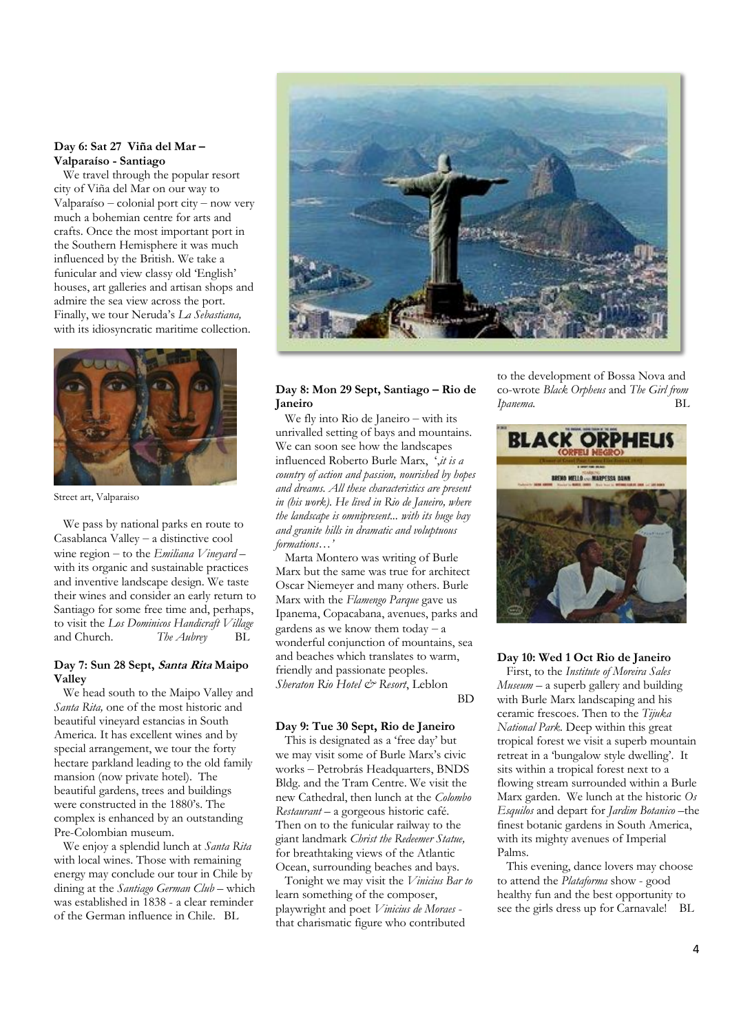**Day 6: Sat 27 Viña del Mar – Valparaíso - Santiago**

We travel through the popular resort city of Viña del Mar on our way to Valparaíso – colonial port city – now very much a bohemian centre for arts and crafts. Once the most important port in the Southern Hemisphere it was much influenced by the British. We take a funicular and view classy old 'English' houses, art galleries and artisan shops and admire the sea view across the port. Finally, we tour Neruda's *La Sebastiana,* with its idiosyncratic maritime collection.

Street art, Valparaiso

We pass by national parks en route to Casablanca Valley – a distinctive cool wine region – to the *Emiliana Vineyard* – with its organic and sustainable practices and inventive landscape design. We taste their wines and consider an early return to Santiago for some free time and, perhaps, to visit the *Los Dominicos Handicraft Village* and Church. *The Aubrey* BL

**Day 7: Sun 28 Sept, *Santa Rita* Maipo Valley**

We head south to the Maipo Valley and *Santa Rita,* one of the most historic and beautiful vineyard estancias in South America. It has excellent wines and by special arrangement, we tour the forty hectare parkland leading to the old family mansion (now private hotel). The beautiful gardens, trees and buildings were constructed in the 1880's. The complex is enhanced by an outstanding Pre-Colombian museum.

We enjoy a splendid lunch at *Santa Rita* with local wines. Those with remaining energy may conclude our tour in Chile by dining at the *Santiago German Club* – which was established in 1838 - a clear reminder of the German influence in Chile. BL

**Day 8: Mon 29 Sept, Santiago – Rio de Janeiro**

We fly into Rio de Janeiro – with its unrivalled setting of bays and mountains. We can soon see how the landscapes influenced Roberto Burle Marx, '*,it is a country of action and passion, nourished by hopes and dreams. All these characteristics are present in (his work). He lived in Rio de Janeiro, where the landscape is omnipresent... with its huge bay and granite hills in dramatic and voluptuous formations…'*

Marta Montero was writing of Burle Marx but the same was true for architect Oscar Niemeyer and many others. Burle Marx with the *Flamengo Parque* gave us Ipanema, Copacabana, avenues, parks and gardens as we know them today – a wonderful conjunction of mountains, sea and beaches which translates to warm, friendly and passionate peoples.
*Sheraton Rio Hotel & Resort*, Leblon BD

**Day 9: Tue 30 Sept, Rio de Janeiro**

This is designated as a 'free day' but we may visit some of Burle Marx's civic works – Petrobrás Headquarters, BNDS Bldg. and the Tram Centre. We visit the new Cathedral, then lunch at the *Colombo Restaurant* – a gorgeous historic café. Then on to the funicular railway to the giant landmark *Christ the Redeemer Statue,* for breathtaking views of the Atlantic Ocean, surrounding beaches and bays.

Tonight we may visit the *Vinicius Bar to* learn something of the composer, playwright and poet *Vinicius de Moraes* - that charismatic figure who contributed to the development of Bossa Nova and co-wrote *Black Orpheus* and *The Girl from Ipanema.* BL

**Day 10: Wed 1 Oct Rio de Janeiro**

First, to the *Institute of Moreira Sales Museum* – a superb gallery and building with Burle Marx landscaping and his ceramic frescoes. Then to the *Tijuka National Park.* Deep within this great tropical forest we visit a superb mountain retreat in a 'bungalow style dwelling'. It sits within a tropical forest next to a flowing stream surrounded within a Burle Marx garden. We lunch at the historic *Os Esquilos* and depart for *Jardim Botanico* –the finest botanic gardens in South America, with its mighty avenues of Imperial Palms.

This evening, dance lovers may choose to attend the *Plataforma* show - good healthy fun and the best opportunity to see the girls dress up for Carnavale! BL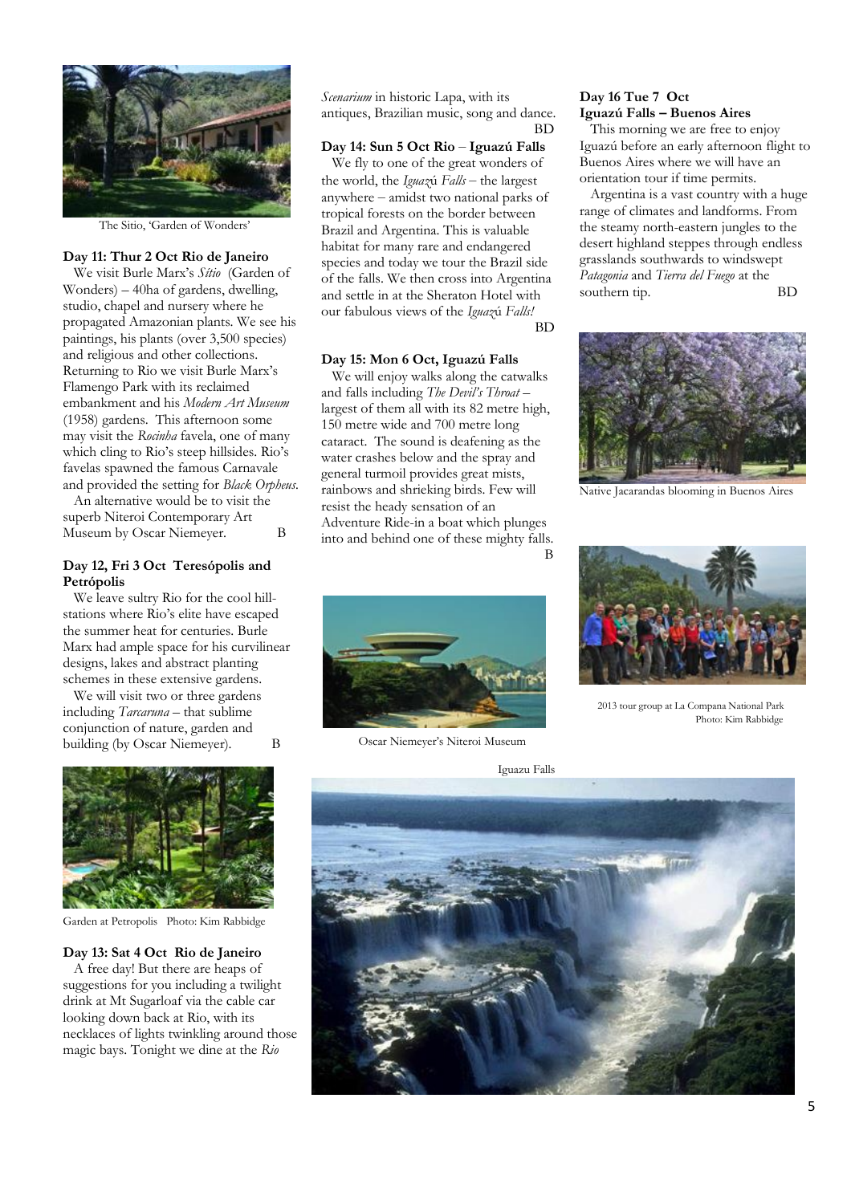The Sitio, 'Garden of Wonders'

**Day 11: Thur 2 Oct Rio de Janeiro**

We visit Burle Marx's *Sítio* (Garden of Wonders) – 40ha of gardens, dwelling, studio, chapel and nursery where he propagated Amazonian plants. We see his paintings, his plants (over 3,500 species) and religious and other collections. Returning to Rio we visit Burle Marx's Flamengo Park with its reclaimed embankment and his *Modern Art Museum* (1958) gardens. This afternoon some may visit the *Rocinha* favela, one of many which cling to Rio's steep hillsides. Rio's favelas spawned the famous Carnavale and provided the setting for *Black Orpheus*.

An alternative would be to visit the superb Niteroi Contemporary Art Museum by Oscar Niemeyer. B

**Day 12, Fri 3 Oct Teresópolis and Petrópolis**

We leave sultry Rio for the cool hill-stations where Rio's elite have escaped the summer heat for centuries. Burle Marx had ample space for his curvilinear designs, lakes and abstract planting schemes in these extensive gardens.

We will visit two or three gardens including *Tarcaruna* – that sublime conjunction of nature, garden and building (by Oscar Niemeyer). B

Garden at Petropolis Photo: Kim Rabbidge

**Day 13: Sat 4 Oct Rio de Janeiro**

A free day! But there are heaps of suggestions for you including a twilight drink at Mt Sugarloaf via the cable car looking down back at Rio, with its necklaces of lights twinkling around those magic bays. Tonight we dine at the *Rio Scenarium* in historic Lapa, with its antiques, Brazilian music, song and dance. BD

**Day 14: Sun 5 Oct Rio – Iguazú Falls**

We fly to one of the great wonders of the world, the *Iguazú Falls* – the largest anywhere – amidst two national parks of tropical forests on the border between Brazil and Argentina. This is valuable habitat for many rare and endangered species and today we tour the Brazil side of the falls. We then cross into Argentina and settle in at the Sheraton Hotel with our fabulous views of the *Iguazú Falls!* BD

**Day 15: Mon 6 Oct, Iguazú Falls**

We will enjoy walks along the catwalks and falls including *The Devil's Throat* – largest of them all with its 82 metre high, 150 metre wide and 700 metre long cataract. The sound is deafening as the water crashes below and the spray and general turmoil provides great mists, rainbows and shrieking birds. Few will resist the heady sensation of an Adventure Ride-in a boat which plunges into and behind one of these mighty falls. B

Oscar Niemeyer's Niteroi Museum

**Day 16 Tue 7 Oct**
**Iguazú Falls – Buenos Aires**

This morning we are free to enjoy Iguazú before an early afternoon flight to Buenos Aires where we will have an orientation tour if time permits.

Argentina is a vast country with a huge range of climates and landforms. From the steamy north-eastern jungles to the desert highland steppes through endless grasslands southwards to windswept *Patagonia* and *Tierra del Fuego* at the southern tip. BD

Native Jacarandas blooming in Buenos Aires

2013 tour group at La Compana National Park
Photo: Kim Rabbidge

Iguazu Falls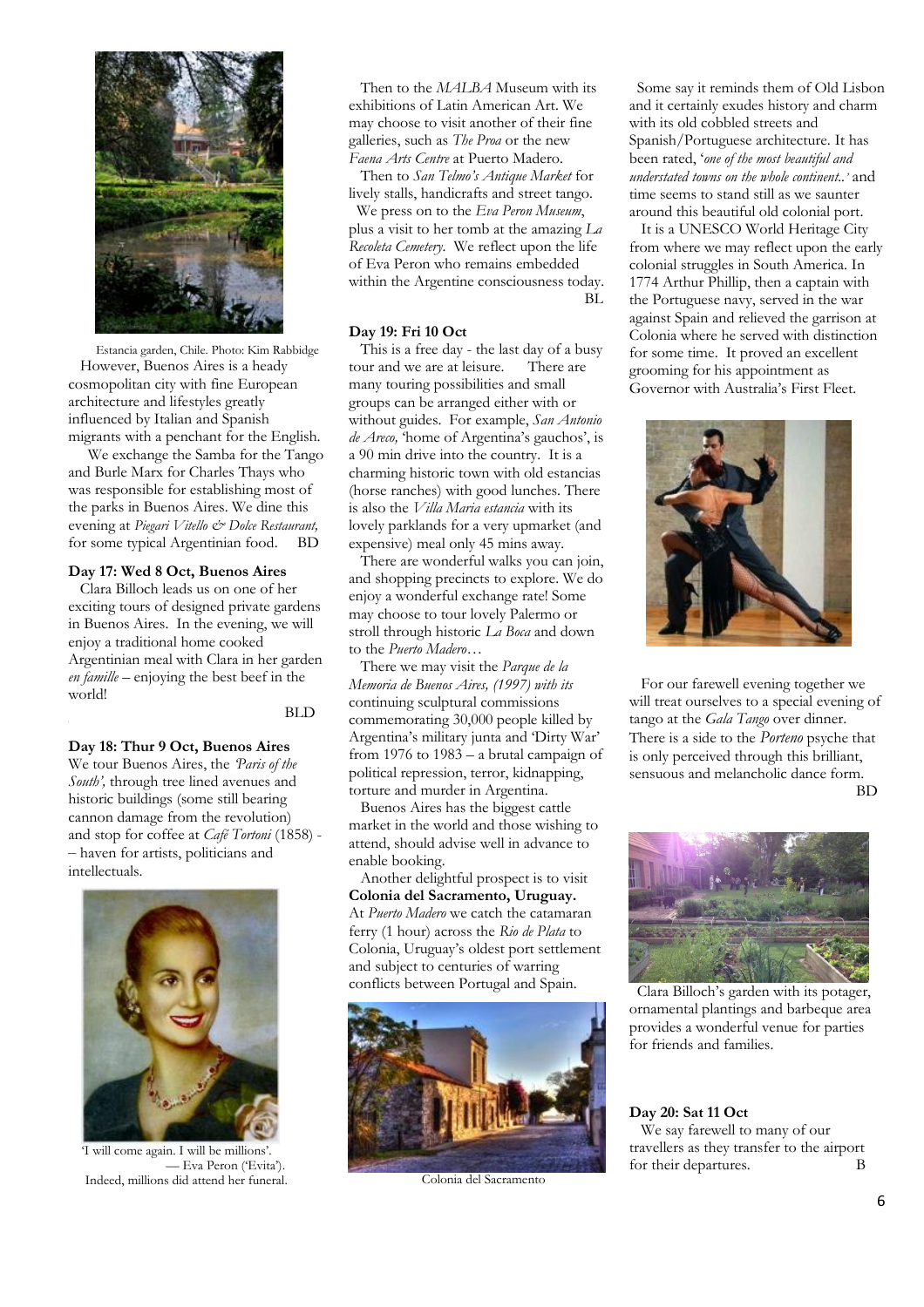Estancia garden, Chile. Photo: Kim Rabbidge

However, Buenos Aires is a heady cosmopolitan city with fine European architecture and lifestyles greatly influenced by Italian and Spanish migrants with a penchant for the English.

We exchange the Samba for the Tango and Burle Marx for Charles Thays who was responsible for establishing most of the parks in Buenos Aires. We dine this evening at *Piegari Vitello & Dolce Restaurant,* for some typical Argentinian food. BD

**Day 17: Wed 8 Oct, Buenos Aires**

Clara Billoch leads us on one of her exciting tours of designed private gardens in Buenos Aires. In the evening, we will enjoy a traditional home cooked Argentinian meal with Clara in her garden *en famille* – enjoying the best beef in the world!

BLD

**Day 18: Thur 9 Oct, Buenos Aires**

We tour Buenos Aires, the *'Paris of the South',* through tree lined avenues and historic buildings (some still bearing cannon damage from the revolution) and stop for coffee at *Café Tortoni* (1858) -– haven for artists, politicians and intellectuals.

'I will come again. I will be millions'. — Eva Peron ('Evita'). Indeed, millions did attend her funeral.

Then to the *MALBA* Museum with its exhibitions of Latin American Art. We may choose to visit another of their fine galleries, such as *The Proa* or the new *Faena Arts Centre* at Puerto Madero.

Then to *San Telmo's Antique Market* for lively stalls, handicrafts and street tango.

We press on to the *Eva Peron Museum*, plus a visit to her tomb at the amazing *La Recoleta Cemetery*. We reflect upon the life of Eva Peron who remains embedded within the Argentine consciousness today. BL

**Day 19: Fri 10 Oct**

This is a free day - the last day of a busy tour and we are at leisure. There are many touring possibilities and small groups can be arranged either with or without guides. For example, *San Antonio de Areco,* 'home of Argentina's gauchos', is a 90 min drive into the country. It is a charming historic town with old estancias (horse ranches) with good lunches. There is also the *Villa Maria estancia* with its lovely parklands for a very upmarket (and expensive) meal only 45 mins away.

There are wonderful walks you can join, and shopping precincts to explore. We do enjoy a wonderful exchange rate! Some may choose to tour lovely Palermo or stroll through historic *La Boca* and down to the *Puerto Madero*…

There we may visit the *Parque de la Memoria de Buenos Aires, (1997) with its* continuing sculptural commissions commemorating 30,000 people killed by Argentina's military junta and 'Dirty War' from 1976 to 1983 – a brutal campaign of political repression, terror, kidnapping, torture and murder in Argentina.

Buenos Aires has the biggest cattle market in the world and those wishing to attend, should advise well in advance to enable booking.

Another delightful prospect is to visit **Colonia del Sacramento, Uruguay.** At *Puerto Madero* we catch the catamaran ferry (1 hour) across the *Rio de Plata* to Colonia, Uruguay's oldest port settlement and subject to centuries of warring conflicts between Portugal and Spain.

Colonia del Sacramento

Some say it reminds them of Old Lisbon and it certainly exudes history and charm with its old cobbled streets and Spanish/Portuguese architecture. It has been rated, '*one of the most beautiful and understated towns on the whole continent..'* and time seems to stand still as we saunter around this beautiful old colonial port.

It is a UNESCO World Heritage City from where we may reflect upon the early colonial struggles in South America. In 1774 Arthur Phillip, then a captain with the Portuguese navy, served in the war against Spain and relieved the garrison at Colonia where he served with distinction for some time. It proved an excellent grooming for his appointment as Governor with Australia's First Fleet.

For our farewell evening together we will treat ourselves to a special evening of tango at the *Gala Tango* over dinner. There is a side to the *Porteno* psyche that is only perceived through this brilliant, sensuous and melancholic dance form. BD

Clara Billoch's garden with its potager, ornamental plantings and barbeque area provides a wonderful venue for parties for friends and families.

**Day 20: Sat 11 Oct**

We say farewell to many of our travellers as they transfer to the airport for their departures. B